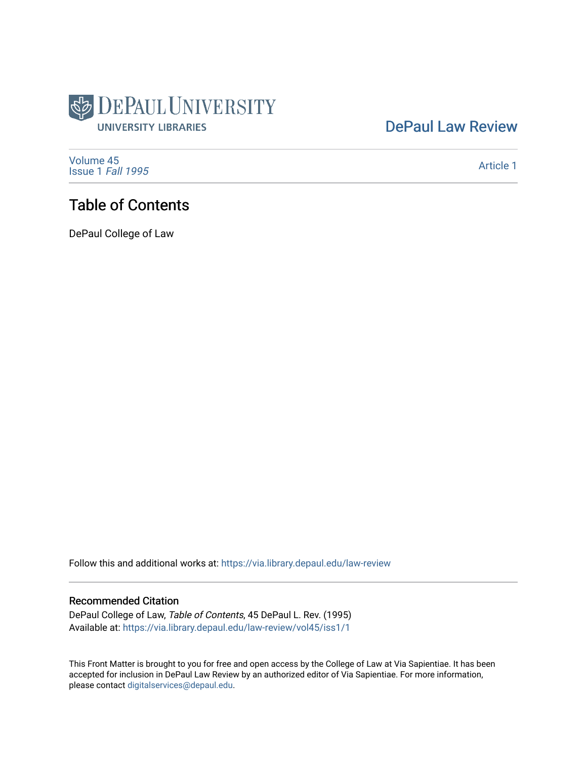DePaul University
UNIVERSITY LIBRARIES

DePaul Law Review

Volume 45
Issue 1 *Fall 1995*

Article 1

# Table of Contents

DePaul College of Law

Follow this and additional works at: https://via.library.depaul.edu/law-review

## Recommended Citation

DePaul College of Law, *Table of Contents*, 45 DePaul L. Rev. (1995)
Available at: https://via.library.depaul.edu/law-review/vol45/iss1/1

This Front Matter is brought to you for free and open access by the College of Law at Via Sapientiae. It has been accepted for inclusion in DePaul Law Review by an authorized editor of Via Sapientiae. For more information, please contact digitalservices@depaul.edu.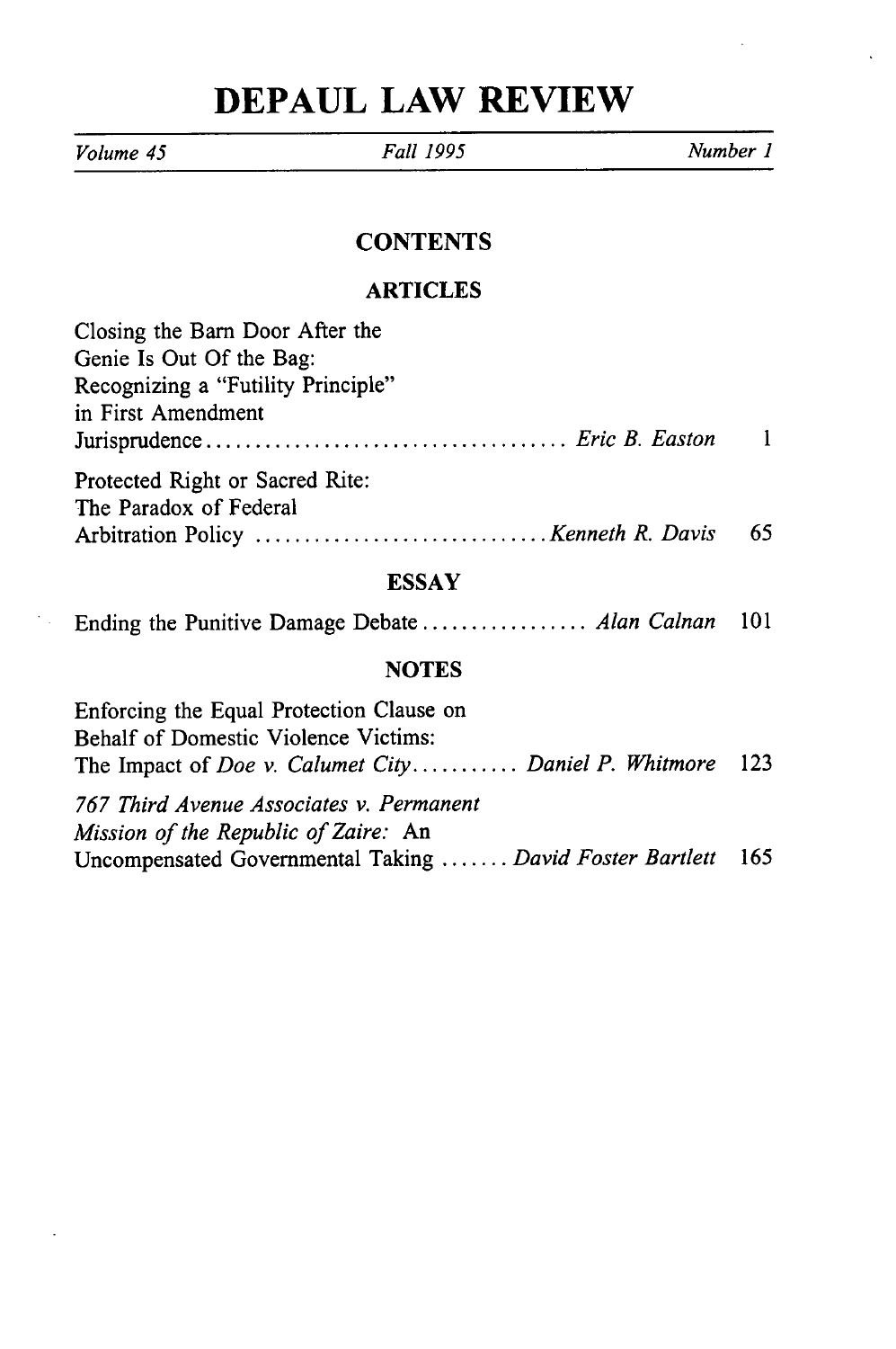# DEPAUL LAW REVIEW

*Volume 45* | *Fall 1995* | *Number 1*

## CONTENTS

### ARTICLES

Closing the Barn Door After the Genie Is Out Of the Bag: Recognizing a "Futility Principle" in First Amendment Jurisprudence .................................... *Eric B. Easton* 1

Protected Right or Sacred Rite: The Paradox of Federal Arbitration Policy ............................ *Kenneth R. Davis* 65

### ESSAY

Ending the Punitive Damage Debate ................. *Alan Calnan* 101

### NOTES

Enforcing the Equal Protection Clause on Behalf of Domestic Violence Victims: The Impact of *Doe v. Calumet City*........... *Daniel P. Whitmore* 123

*767 Third Avenue Associates v. Permanent Mission of the Republic of Zaire:* An Uncompensated Governmental Taking ....... *David Foster Bartlett* 165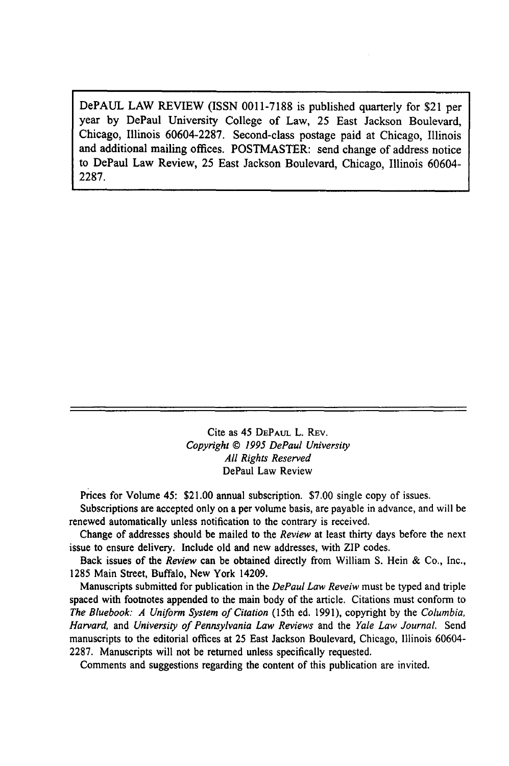DePAUL LAW REVIEW (ISSN 0011-7188 is published quarterly for $21 per year by DePaul University College of Law, 25 East Jackson Boulevard, Chicago, Illinois 60604-2287. Second-class postage paid at Chicago, Illinois and additional mailing offices. POSTMASTER: send change of address notice to DePaul Law Review, 25 East Jackson Boulevard, Chicago, Illinois 60604-2287.

---

Cite as 45 DEPAUL L. REV.
*Copyright © 1995 DePaul University*
*All Rights Reserved*
DePaul Law Review

Prices for Volume 45: $21.00 annual subscription. $7.00 single copy of issues.

Subscriptions are accepted only on a per volume basis, are payable in advance, and will be renewed automatically unless notification to the contrary is received.

Change of addresses should be mailed to the *Review* at least thirty days before the next issue to ensure delivery. Include old and new addresses, with ZIP codes.

Back issues of the *Review* can be obtained directly from William S. Hein & Co., Inc., 1285 Main Street, Buffalo, New York 14209.

Manuscripts submitted for publication in the *DePaul Law Reveiw* must be typed and triple spaced with footnotes appended to the main body of the article. Citations must conform to *The Bluebook: A Uniform System of Citation* (15th ed. 1991), copyright by the *Columbia, Harvard,* and *University of Pennsylvania Law Reviews* and the *Yale Law Journal.* Send manuscripts to the editorial offices at 25 East Jackson Boulevard, Chicago, Illinois 60604-2287. Manuscripts will not be returned unless specifically requested.

Comments and suggestions regarding the content of this publication are invited.